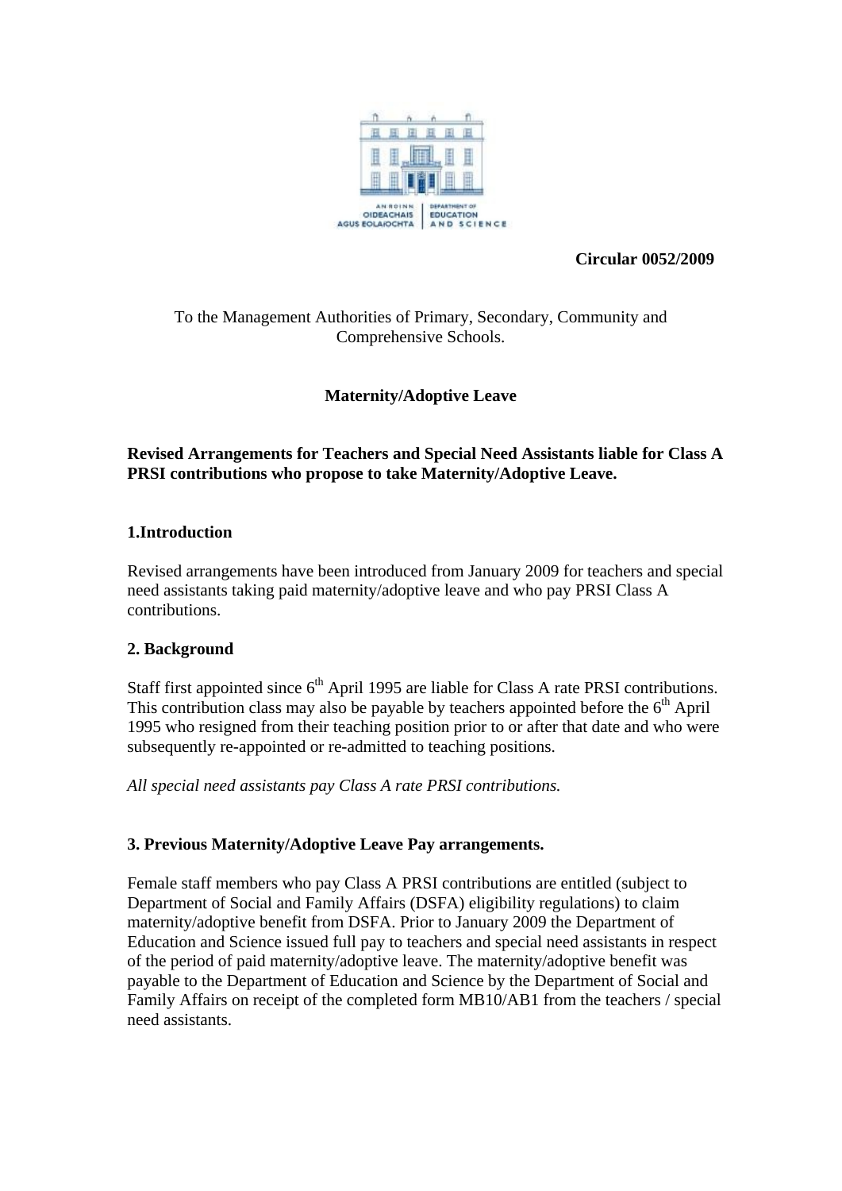AN ROINN OIDEACHAIS AGUS EOLAÍOCHTA | DEPARTMENT OF EDUCATION AND SCIENCE

**Circular 0052/2009**

To the Management Authorities of Primary, Secondary, Community and Comprehensive Schools.

**Maternity/Adoptive Leave**

**Revised Arrangements for Teachers and Special Need Assistants liable for Class A PRSI contributions who propose to take Maternity/Adoptive Leave.**

## 1.Introduction

Revised arrangements have been introduced from January 2009 for teachers and special need assistants taking paid maternity/adoptive leave and who pay PRSI Class A contributions.

## 2. Background

Staff first appointed since 6th April 1995 are liable for Class A rate PRSI contributions. This contribution class may also be payable by teachers appointed before the 6th April 1995 who resigned from their teaching position prior to or after that date and who were subsequently re-appointed or re-admitted to teaching positions.

*All special need assistants pay Class A rate PRSI contributions.*

## 3. Previous Maternity/Adoptive Leave Pay arrangements.

Female staff members who pay Class A PRSI contributions are entitled (subject to Department of Social and Family Affairs (DSFA) eligibility regulations) to claim maternity/adoptive benefit from DSFA. Prior to January 2009 the Department of Education and Science issued full pay to teachers and special need assistants in respect of the period of paid maternity/adoptive leave. The maternity/adoptive benefit was payable to the Department of Education and Science by the Department of Social and Family Affairs on receipt of the completed form MB10/AB1 from the teachers / special need assistants.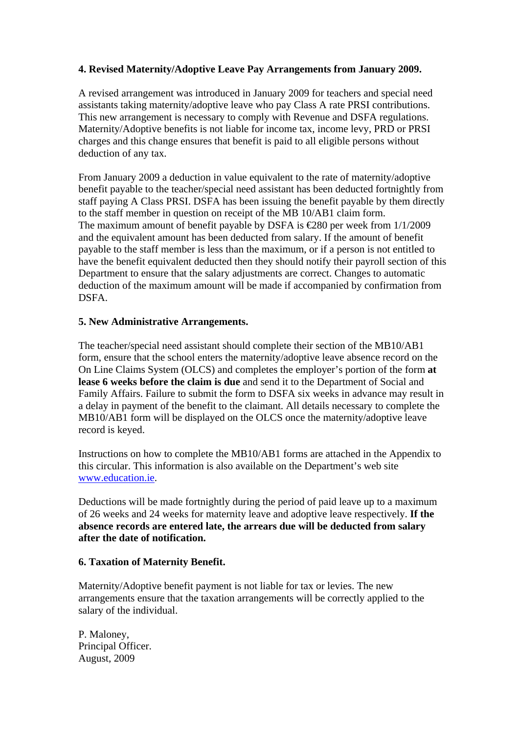**4. Revised Maternity/Adoptive Leave Pay Arrangements from January 2009.**

A revised arrangement was introduced in January 2009 for teachers and special need assistants taking maternity/adoptive leave who pay Class A rate PRSI contributions. This new arrangement is necessary to comply with Revenue and DSFA regulations. Maternity/Adoptive benefits is not liable for income tax, income levy, PRD or PRSI charges and this change ensures that benefit is paid to all eligible persons without deduction of any tax.

From January 2009 a deduction in value equivalent to the rate of maternity/adoptive benefit payable to the teacher/special need assistant has been deducted fortnightly from staff paying A Class PRSI. DSFA has been issuing the benefit payable by them directly to the staff member in question on receipt of the MB 10/AB1 claim form.
The maximum amount of benefit payable by DSFA is €280 per week from 1/1/2009 and the equivalent amount has been deducted from salary. If the amount of benefit payable to the staff member is less than the maximum, or if a person is not entitled to have the benefit equivalent deducted then they should notify their payroll section of this Department to ensure that the salary adjustments are correct. Changes to automatic deduction of the maximum amount will be made if accompanied by confirmation from DSFA.

**5. New Administrative Arrangements.**

The teacher/special need assistant should complete their section of the MB10/AB1 form, ensure that the school enters the maternity/adoptive leave absence record on the On Line Claims System (OLCS) and completes the employer's portion of the form **at lease 6 weeks before the claim is due** and send it to the Department of Social and Family Affairs. Failure to submit the form to DSFA six weeks in advance may result in a delay in payment of the benefit to the claimant. All details necessary to complete the MB10/AB1 form will be displayed on the OLCS once the maternity/adoptive leave record is keyed.

Instructions on how to complete the MB10/AB1 forms are attached in the Appendix to this circular. This information is also available on the Department's web site www.education.ie.

Deductions will be made fortnightly during the period of paid leave up to a maximum of 26 weeks and 24 weeks for maternity leave and adoptive leave respectively. **If the absence records are entered late, the arrears due will be deducted from salary after the date of notification.**

**6. Taxation of Maternity Benefit.**

Maternity/Adoptive benefit payment is not liable for tax or levies. The new arrangements ensure that the taxation arrangements will be correctly applied to the salary of the individual.

P. Maloney,
Principal Officer.
August, 2009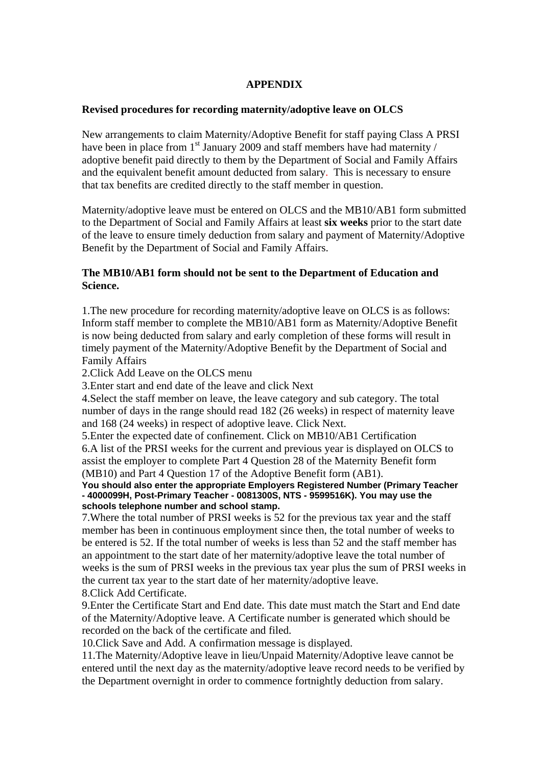# APPENDIX

**Revised procedures for recording maternity/adoptive leave on OLCS**

New arrangements to claim Maternity/Adoptive Benefit for staff paying Class A PRSI have been in place from 1st January 2009 and staff members have had maternity / adoptive benefit paid directly to them by the Department of Social and Family Affairs and the equivalent benefit amount deducted from salary. This is necessary to ensure that tax benefits are credited directly to the staff member in question.

Maternity/adoptive leave must be entered on OLCS and the MB10/AB1 form submitted to the Department of Social and Family Affairs at least **six weeks** prior to the start date of the leave to ensure timely deduction from salary and payment of Maternity/Adoptive Benefit by the Department of Social and Family Affairs.

**The MB10/AB1 form should not be sent to the Department of Education and Science.**

1. The new procedure for recording maternity/adoptive leave on OLCS is as follows: Inform staff member to complete the MB10/AB1 form as Maternity/Adoptive Benefit is now being deducted from salary and early completion of these forms will result in timely payment of the Maternity/Adoptive Benefit by the Department of Social and Family Affairs
2. Click Add Leave on the OLCS menu
3. Enter start and end date of the leave and click Next
4. Select the staff member on leave, the leave category and sub category. The total number of days in the range should read 182 (26 weeks) in respect of maternity leave and 168 (24 weeks) in respect of adoptive leave. Click Next.
5. Enter the expected date of confinement. Click on MB10/AB1 Certification
6. A list of the PRSI weeks for the current and previous year is displayed on OLCS to assist the employer to complete Part 4 Question 28 of the Maternity Benefit form (MB10) and Part 4 Question 17 of the Adoptive Benefit form (AB1).
**You should also enter the appropriate Employers Registered Number (Primary Teacher - 4000099H, Post-Primary Teacher - 0081300S, NTS - 9599516K). You may use the schools telephone number and school stamp.**
7. Where the total number of PRSI weeks is 52 for the previous tax year and the staff member has been in continuous employment since then, the total number of weeks to be entered is 52. If the total number of weeks is less than 52 and the staff member has an appointment to the start date of her maternity/adoptive leave the total number of weeks is the sum of PRSI weeks in the previous tax year plus the sum of PRSI weeks in the current tax year to the start date of her maternity/adoptive leave.
8. Click Add Certificate.
9. Enter the Certificate Start and End date. This date must match the Start and End date of the Maternity/Adoptive leave. A Certificate number is generated which should be recorded on the back of the certificate and filed.
10. Click Save and Add. A confirmation message is displayed.
11. The Maternity/Adoptive leave in lieu/Unpaid Maternity/Adoptive leave cannot be entered until the next day as the maternity/adoptive leave record needs to be verified by the Department overnight in order to commence fortnightly deduction from salary.